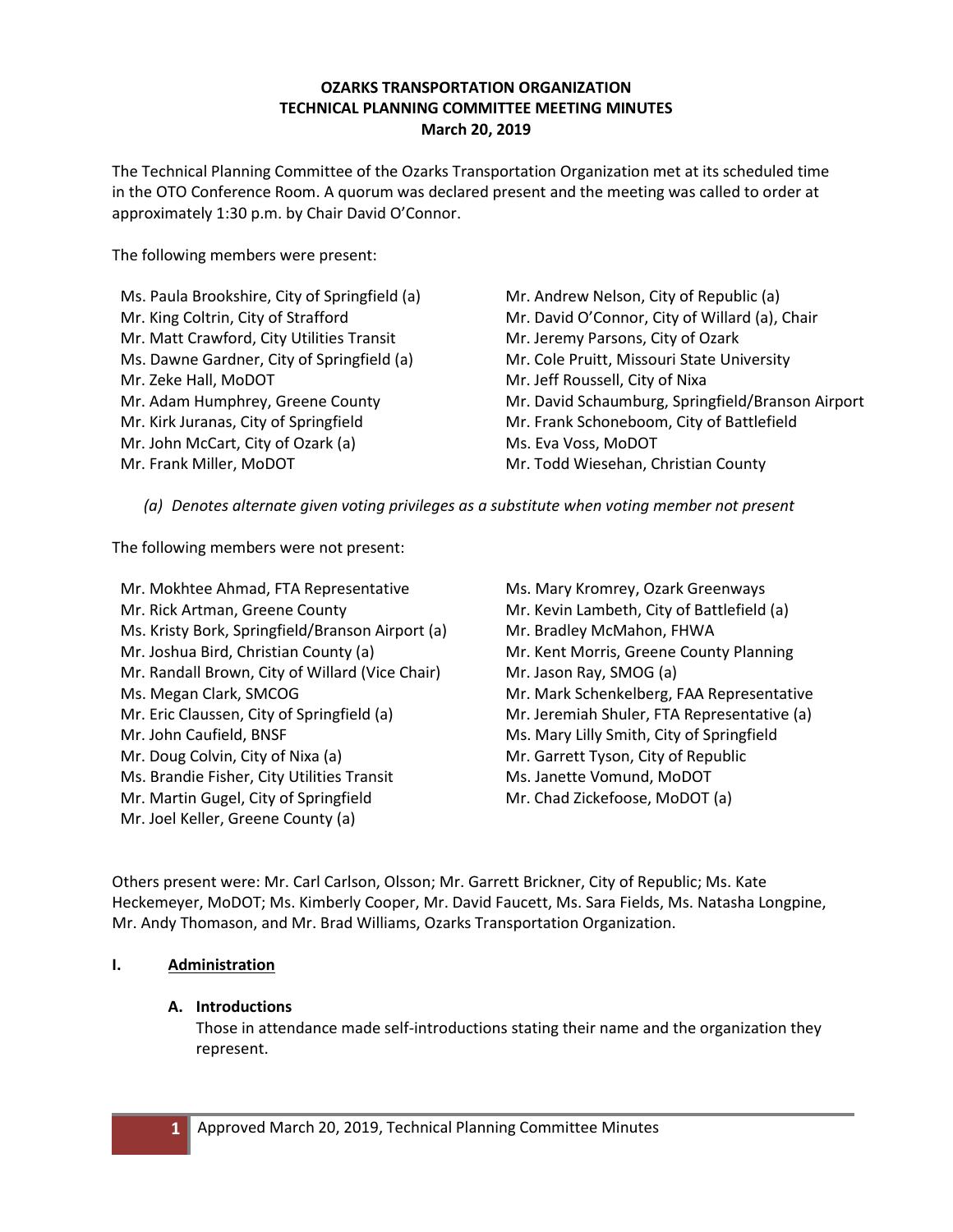# OZARKS TRANSPORTATION ORGANIZATION
## TECHNICAL PLANNING COMMITTEE MEETING MINUTES
### March 20, 2019

The Technical Planning Committee of the Ozarks Transportation Organization met at its scheduled time in the OTO Conference Room. A quorum was declared present and the meeting was called to order at approximately 1:30 p.m. by Chair David O'Connor.

The following members were present:

- Ms. Paula Brookshire, City of Springfield (a)
- Mr. King Coltrin, City of Strafford
- Mr. Matt Crawford, City Utilities Transit
- Ms. Dawne Gardner, City of Springfield (a)
- Mr. Zeke Hall, MoDOT
- Mr. Adam Humphrey, Greene County
- Mr. Kirk Juranas, City of Springfield
- Mr. John McCart, City of Ozark (a)
- Mr. Frank Miller, MoDOT
- Mr. Andrew Nelson, City of Republic (a)
- Mr. David O'Connor, City of Willard (a), Chair
- Mr. Jeremy Parsons, City of Ozark
- Mr. Cole Pruitt, Missouri State University
- Mr. Jeff Roussell, City of Nixa
- Mr. David Schaumburg, Springfield/Branson Airport
- Mr. Frank Schoneboom, City of Battlefield
- Ms. Eva Voss, MoDOT
- Mr. Todd Wiesehan, Christian County

*(a) Denotes alternate given voting privileges as a substitute when voting member not present*

The following members were not present:

- Mr. Mokhtee Ahmad, FTA Representative
- Mr. Rick Artman, Greene County
- Ms. Kristy Bork, Springfield/Branson Airport (a)
- Mr. Joshua Bird, Christian County (a)
- Mr. Randall Brown, City of Willard (Vice Chair)
- Ms. Megan Clark, SMCOG
- Mr. Eric Claussen, City of Springfield (a)
- Mr. John Caufield, BNSF
- Mr. Doug Colvin, City of Nixa (a)
- Ms. Brandie Fisher, City Utilities Transit
- Mr. Martin Gugel, City of Springfield
- Mr. Joel Keller, Greene County (a)
- Ms. Mary Kromrey, Ozark Greenways
- Mr. Kevin Lambeth, City of Battlefield (a)
- Mr. Bradley McMahon, FHWA
- Mr. Kent Morris, Greene County Planning
- Mr. Jason Ray, SMOG (a)
- Mr. Mark Schenkelberg, FAA Representative
- Mr. Jeremiah Shuler, FTA Representative (a)
- Ms. Mary Lilly Smith, City of Springfield
- Mr. Garrett Tyson, City of Republic
- Ms. Janette Vomund, MoDOT
- Mr. Chad Zickefoose, MoDOT (a)

Others present were: Mr. Carl Carlson, Olsson; Mr. Garrett Brickner, City of Republic; Ms. Kate Heckemeyer, MoDOT; Ms. Kimberly Cooper, Mr. David Faucett, Ms. Sara Fields, Ms. Natasha Longpine, Mr. Andy Thomason, and Mr. Brad Williams, Ozarks Transportation Organization.

## I. Administration

### A. Introductions

Those in attendance made self-introductions stating their name and the organization they represent.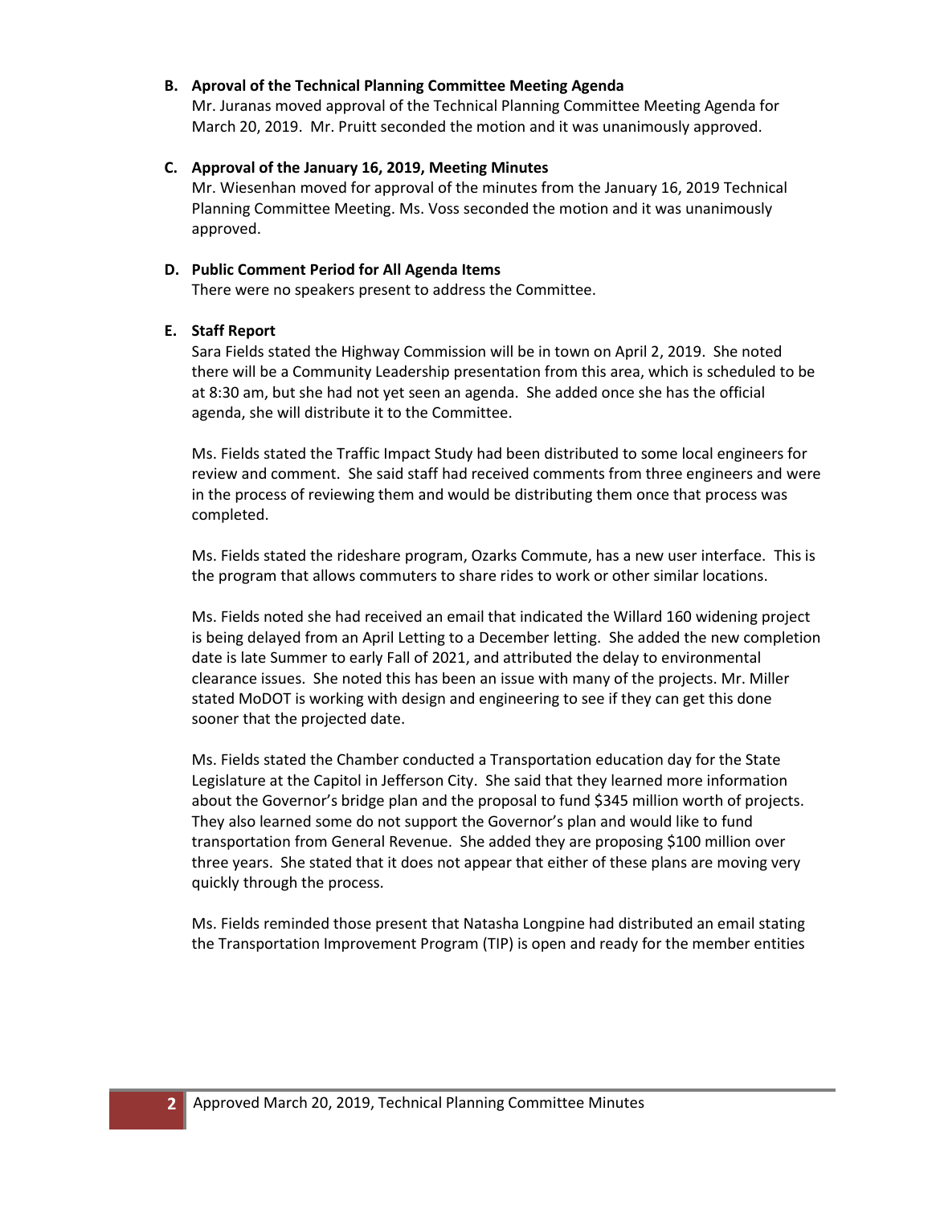**B. Aproval of the Technical Planning Committee Meeting Agenda**

Mr. Juranas moved approval of the Technical Planning Committee Meeting Agenda for March 20, 2019. Mr. Pruitt seconded the motion and it was unanimously approved.

**C. Approval of the January 16, 2019, Meeting Minutes**

Mr. Wiesenhan moved for approval of the minutes from the January 16, 2019 Technical Planning Committee Meeting. Ms. Voss seconded the motion and it was unanimously approved.

**D. Public Comment Period for All Agenda Items**

There were no speakers present to address the Committee.

**E. Staff Report**

Sara Fields stated the Highway Commission will be in town on April 2, 2019. She noted there will be a Community Leadership presentation from this area, which is scheduled to be at 8:30 am, but she had not yet seen an agenda. She added once she has the official agenda, she will distribute it to the Committee.

Ms. Fields stated the Traffic Impact Study had been distributed to some local engineers for review and comment. She said staff had received comments from three engineers and were in the process of reviewing them and would be distributing them once that process was completed.

Ms. Fields stated the rideshare program, Ozarks Commute, has a new user interface. This is the program that allows commuters to share rides to work or other similar locations.

Ms. Fields noted she had received an email that indicated the Willard 160 widening project is being delayed from an April Letting to a December letting. She added the new completion date is late Summer to early Fall of 2021, and attributed the delay to environmental clearance issues. She noted this has been an issue with many of the projects. Mr. Miller stated MoDOT is working with design and engineering to see if they can get this done sooner that the projected date.

Ms. Fields stated the Chamber conducted a Transportation education day for the State Legislature at the Capitol in Jefferson City. She said that they learned more information about the Governor's bridge plan and the proposal to fund $345 million worth of projects. They also learned some do not support the Governor's plan and would like to fund transportation from General Revenue. She added they are proposing $100 million over three years. She stated that it does not appear that either of these plans are moving very quickly through the process.

Ms. Fields reminded those present that Natasha Longpine had distributed an email stating the Transportation Improvement Program (TIP) is open and ready for the member entities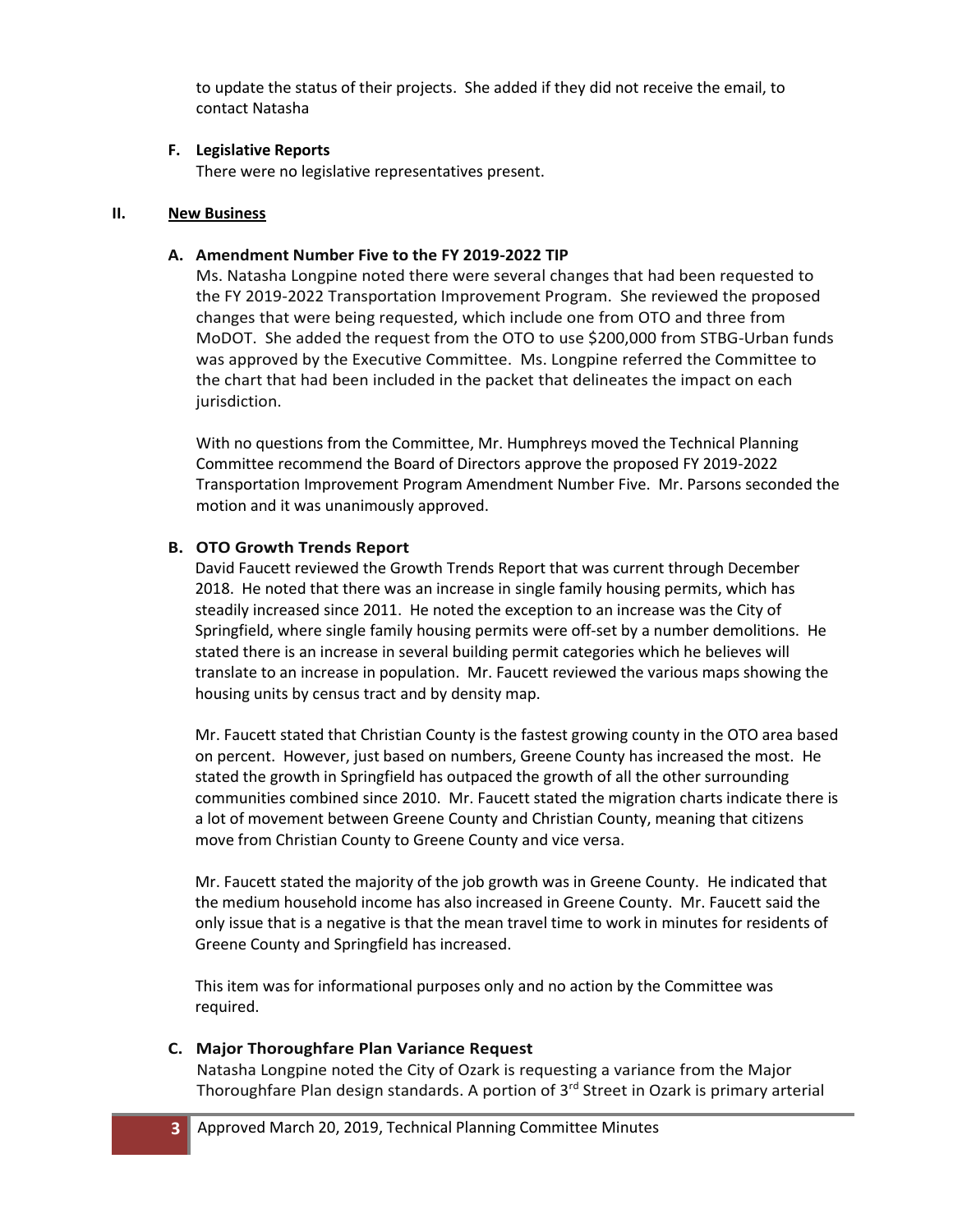to update the status of their projects. She added if they did not receive the email, to contact Natasha

**F. Legislative Reports**

There were no legislative representatives present.

## II. New Business

**A. Amendment Number Five to the FY 2019-2022 TIP**

Ms. Natasha Longpine noted there were several changes that had been requested to the FY 2019-2022 Transportation Improvement Program. She reviewed the proposed changes that were being requested, which include one from OTO and three from MoDOT. She added the request from the OTO to use $200,000 from STBG-Urban funds was approved by the Executive Committee. Ms. Longpine referred the Committee to the chart that had been included in the packet that delineates the impact on each jurisdiction.

With no questions from the Committee, Mr. Humphreys moved the Technical Planning Committee recommend the Board of Directors approve the proposed FY 2019-2022 Transportation Improvement Program Amendment Number Five. Mr. Parsons seconded the motion and it was unanimously approved.

**B. OTO Growth Trends Report**

David Faucett reviewed the Growth Trends Report that was current through December 2018. He noted that there was an increase in single family housing permits, which has steadily increased since 2011. He noted the exception to an increase was the City of Springfield, where single family housing permits were off-set by a number demolitions. He stated there is an increase in several building permit categories which he believes will translate to an increase in population. Mr. Faucett reviewed the various maps showing the housing units by census tract and by density map.

Mr. Faucett stated that Christian County is the fastest growing county in the OTO area based on percent. However, just based on numbers, Greene County has increased the most. He stated the growth in Springfield has outpaced the growth of all the other surrounding communities combined since 2010. Mr. Faucett stated the migration charts indicate there is a lot of movement between Greene County and Christian County, meaning that citizens move from Christian County to Greene County and vice versa.

Mr. Faucett stated the majority of the job growth was in Greene County. He indicated that the medium household income has also increased in Greene County. Mr. Faucett said the only issue that is a negative is that the mean travel time to work in minutes for residents of Greene County and Springfield has increased.

This item was for informational purposes only and no action by the Committee was required.

**C. Major Thoroughfare Plan Variance Request**

Natasha Longpine noted the City of Ozark is requesting a variance from the Major Thoroughfare Plan design standards. A portion of 3rd Street in Ozark is primary arterial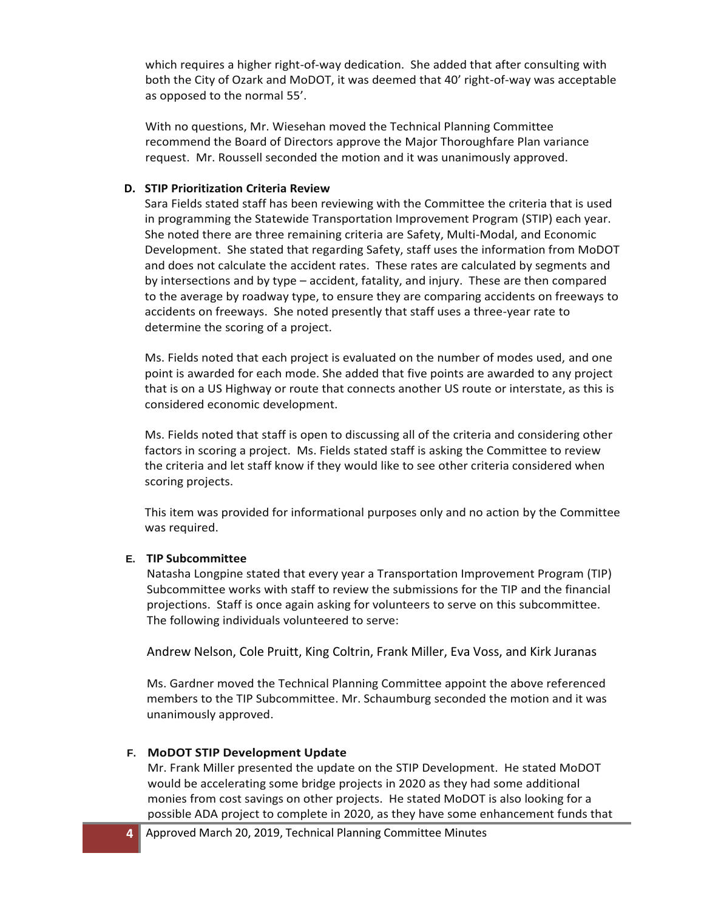which requires a higher right-of-way dedication. She added that after consulting with both the City of Ozark and MoDOT, it was deemed that 40' right-of-way was acceptable as opposed to the normal 55'.

With no questions, Mr. Wiesehan moved the Technical Planning Committee recommend the Board of Directors approve the Major Thoroughfare Plan variance request. Mr. Roussell seconded the motion and it was unanimously approved.

### D. STIP Prioritization Criteria Review

Sara Fields stated staff has been reviewing with the Committee the criteria that is used in programming the Statewide Transportation Improvement Program (STIP) each year. She noted there are three remaining criteria are Safety, Multi-Modal, and Economic Development. She stated that regarding Safety, staff uses the information from MoDOT and does not calculate the accident rates. These rates are calculated by segments and by intersections and by type – accident, fatality, and injury. These are then compared to the average by roadway type, to ensure they are comparing accidents on freeways to accidents on freeways. She noted presently that staff uses a three-year rate to determine the scoring of a project.

Ms. Fields noted that each project is evaluated on the number of modes used, and one point is awarded for each mode. She added that five points are awarded to any project that is on a US Highway or route that connects another US route or interstate, as this is considered economic development.

Ms. Fields noted that staff is open to discussing all of the criteria and considering other factors in scoring a project. Ms. Fields stated staff is asking the Committee to review the criteria and let staff know if they would like to see other criteria considered when scoring projects.

This item was provided for informational purposes only and no action by the Committee was required.

### E. TIP Subcommittee

Natasha Longpine stated that every year a Transportation Improvement Program (TIP) Subcommittee works with staff to review the submissions for the TIP and the financial projections. Staff is once again asking for volunteers to serve on this subcommittee. The following individuals volunteered to serve:

Andrew Nelson, Cole Pruitt, King Coltrin, Frank Miller, Eva Voss, and Kirk Juranas

Ms. Gardner moved the Technical Planning Committee appoint the above referenced members to the TIP Subcommittee. Mr. Schaumburg seconded the motion and it was unanimously approved.

### F. MoDOT STIP Development Update

Mr. Frank Miller presented the update on the STIP Development. He stated MoDOT would be accelerating some bridge projects in 2020 as they had some additional monies from cost savings on other projects. He stated MoDOT is also looking for a possible ADA project to complete in 2020, as they have some enhancement funds that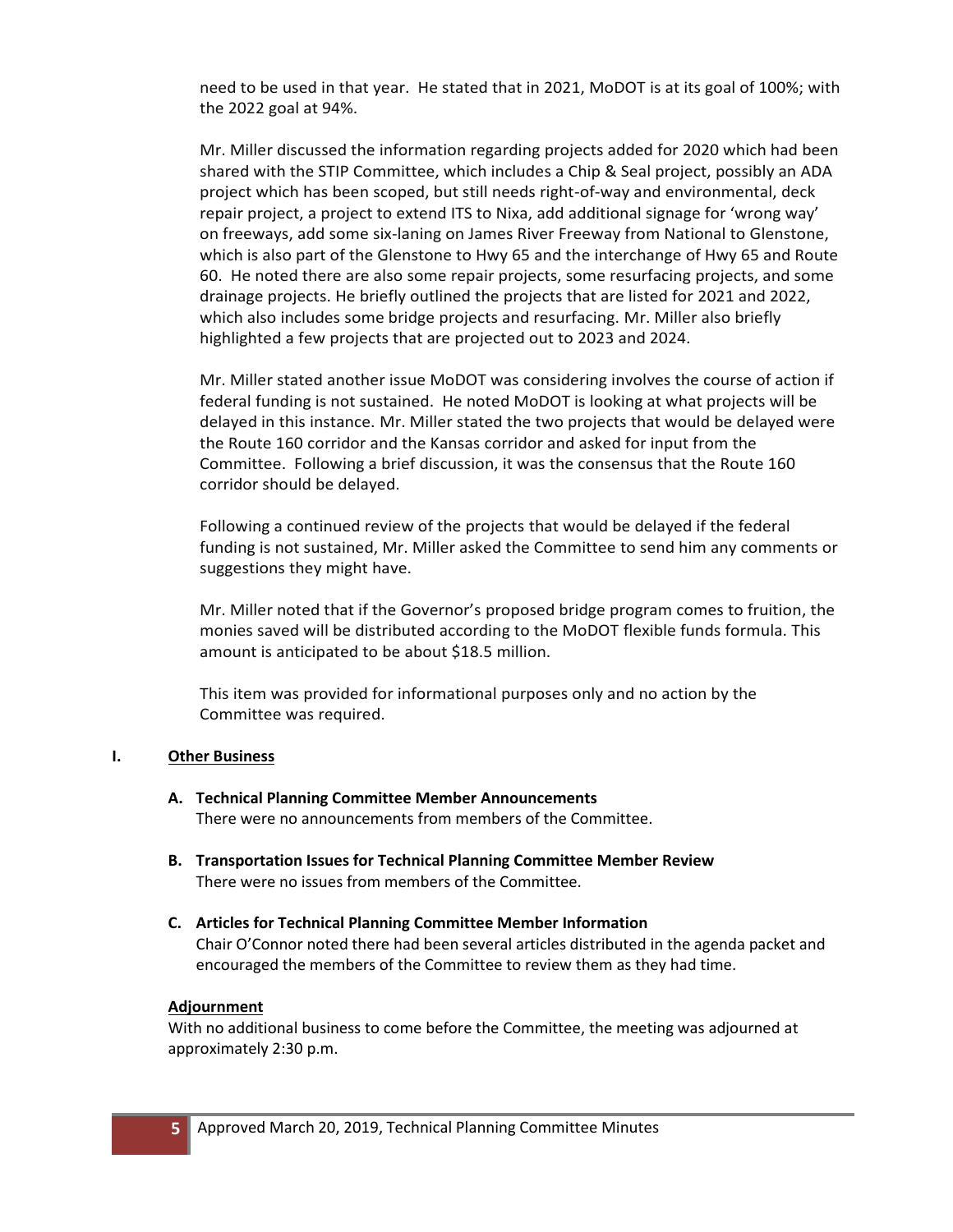need to be used in that year. He stated that in 2021, MoDOT is at its goal of 100%; with the 2022 goal at 94%.

Mr. Miller discussed the information regarding projects added for 2020 which had been shared with the STIP Committee, which includes a Chip & Seal project, possibly an ADA project which has been scoped, but still needs right-of-way and environmental, deck repair project, a project to extend ITS to Nixa, add additional signage for 'wrong way' on freeways, add some six-laning on James River Freeway from National to Glenstone, which is also part of the Glenstone to Hwy 65 and the interchange of Hwy 65 and Route 60. He noted there are also some repair projects, some resurfacing projects, and some drainage projects. He briefly outlined the projects that are listed for 2021 and 2022, which also includes some bridge projects and resurfacing. Mr. Miller also briefly highlighted a few projects that are projected out to 2023 and 2024.

Mr. Miller stated another issue MoDOT was considering involves the course of action if federal funding is not sustained. He noted MoDOT is looking at what projects will be delayed in this instance. Mr. Miller stated the two projects that would be delayed were the Route 160 corridor and the Kansas corridor and asked for input from the Committee. Following a brief discussion, it was the consensus that the Route 160 corridor should be delayed.

Following a continued review of the projects that would be delayed if the federal funding is not sustained, Mr. Miller asked the Committee to send him any comments or suggestions they might have.

Mr. Miller noted that if the Governor's proposed bridge program comes to fruition, the monies saved will be distributed according to the MoDOT flexible funds formula. This amount is anticipated to be about $18.5 million.

This item was provided for informational purposes only and no action by the Committee was required.

## I. Other Business

**A. Technical Planning Committee Member Announcements**

There were no announcements from members of the Committee.

**B. Transportation Issues for Technical Planning Committee Member Review**

There were no issues from members of the Committee.

**C. Articles for Technical Planning Committee Member Information**

Chair O'Connor noted there had been several articles distributed in the agenda packet and encouraged the members of the Committee to review them as they had time.

**Adjournment**

With no additional business to come before the Committee, the meeting was adjourned at approximately 2:30 p.m.